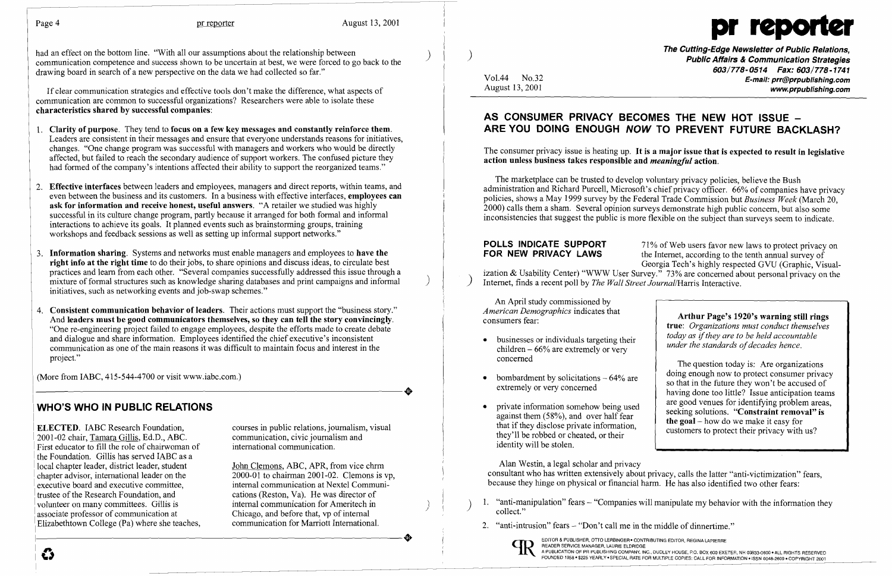had an effect on the bottom line. "With all our assumptions about the relationship between communication competence and success shown to be uncertain at best, we were forced to go back to the drawing board in search of a new perspective on the data we had collected so far."

If clear communication strategies and effective tools don't make the difference, what aspects of communication are common to successful organizations? Researchers were able to isolate these **characteristics shared by successful companies**:

1. **Clarity of purpose**. They tend to **focus on a few key messages and constantly reinforce them**. Leaders are consistent in their messages and ensure that everyone understands reasons for initiatives, changes. "One change program was successful with managers and workers who would be directly affected, but failed to reach the secondary audience of support workers. The confused picture they had formed of the company's intentions affected their ability to support the reorganized teams."

2. **Effective interfaces** between leaders and employees, managers and direct reports, within teams, and even between the business and its customers. In a business with effective interfaces, **employees can ask for information and receive honest, useful answers**. "A retailer we studied was highly successful in its culture change program, partly because it arranged for both formal and informal interactions to achieve its goals. It planned events such as brainstorming groups, training workshops and feedback sessions as well as setting up informal support networks."

3. **Information sharing**. Systems and networks must enable managers and employees to **have the right info at the right time** to do their jobs, to share opinions and discuss ideas, to circulate best practices and learn from each other. "Several companies successfully addressed this issue through a mixture of formal structures such as knowledge sharing databases and print campaigns and informal initiatives, such as networking events and job-swap schemes."

4. **Consistent communication behavior of leaders**. Their actions must support the "business story." And **leaders must be good communicators themselves, so they can tell the story convincingly**. "One re-engineering project failed to engage employees, despite the efforts made to create debate and dialogue and share information. Employees identified the chief executive's inconsistent communication as one of the main reasons it was difficult to maintain focus and interest in the project."

(More from IABC, 415-544-4700 or visit www.iabc.com.)

## WHO'S WHO IN PUBLIC RELATIONS

**ELECTED**. IABC Research Foundation, 2001-02 chair, Tamara Gillis, Ed.D., ABC. First educator to fill the role of chairwoman of the Foundation. Gillis has served IABC as a local chapter leader, district leader, student chapter advisor, international leader on the executive board and executive committee, trustee of the Research Foundation, and volunteer on many committees. Gillis is associate professor of communication at Elizabethtown College (Pa) where she teaches, courses in public relations, journalism, visual communication, civic journalism and international communication.

John Clemons, ABC, APR, from vice chrm 2000-01 to chairman 2001-02. Clemons is vp, internal communication at Nextel Communications (Reston, Va). He was director of internal communication for Ameritech in Chicago, and before that, vp of internal communication for Marriott International.

# pr reporter

**The Cutting-Edge Newsletter of Public Relations, Public Affairs & Communication Strategies**
603/778-0514 Fax: 603/778-1741
E-mail: prr@prpublishing.com
www.prpublishing.com

Vol.44 No.32
August 13, 2001

## AS CONSUMER PRIVACY BECOMES THE NEW HOT ISSUE – ARE YOU DOING ENOUGH *NOW* TO PREVENT FUTURE BACKLASH?

The consumer privacy issue is heating up. **It is a major issue that is expected to result in legislative action unless business takes responsible and *meaningful* action.**

The marketplace can be trusted to develop voluntary privacy policies, believe the Bush administration and Richard Purcell, Microsoft's chief privacy officer. 66% of companies have privacy policies, shows a May 1999 survey by the Federal Trade Commission but *Business Week* (March 20, 2000) calls them a sham. Several opinion surveys demonstrate high public concern, but also some inconsistencies that suggest the public is more flexible on the subject than surveys seem to indicate.

**POLLS INDICATE SUPPORT FOR NEW PRIVACY LAWS** 71% of Web users favor new laws to protect privacy on the Internet, according to the tenth annual survey of Georgia Tech's highly respected GVU (Graphic, Visualization & Usability Center) "WWW User Survey." 73% are concerned about personal privacy on the Internet, finds a recent poll by *The Wall Street Journal*/Harris Interactive.

An April study commissioned by *American Demographics* indicates that consumers fear:

- businesses or individuals targeting their children – 66% are extremely or very concerned
- bombardment by solicitations – 64% are extremely or very concerned
- private information somehow being used against them (58%), and over half fear that if they disclose private information, they'll be robbed or cheated, or their identity will be stolen.

> **Arthur Page's 1920's warning still rings true**: *Organizations must conduct themselves today as if they are to be held accountable under the standards of decades hence.*
>
> The question today is: Are organizations doing enough now to protect consumer privacy so that in the future they won't be accused of having done too little? Issue anticipation teams are good venues for identifying problem areas, seeking solutions. **"Constraint removal" is the goal** – how do we make it easy for customers to protect their privacy with us?

Alan Westin, a legal scholar and privacy consultant who has written extensively about privacy, calls the latter "anti-victimization" fears, because they hinge on physical or financial harm. He has also identified two other fears:

1. "anti-manipulation" fears – "Companies will manipulate my behavior with the information they collect."
2. "anti-intrusion" fears – "Don't call me in the middle of dinnertime."

EDITOR & PUBLISHER, OTTO LERBINGER • CONTRIBUTING EDITOR, REGINA LAPIERRE
READER SERVICE MANAGER, LAURIE ELDRIDGE
A PUBLICATION OF PR PUBLISHING COMPANY, INC., DUDLEY HOUSE, P.O. BOX 600 EXETER, NH 03833-0600 • ALL RIGHTS RESERVED
FOUNDED 1958 • $225 YEARLY • SPECIAL RATE FOR MULTIPLE COPIES: CALL FOR INFORMATION • ISSN 0048-2609 • COPYRIGHT 2001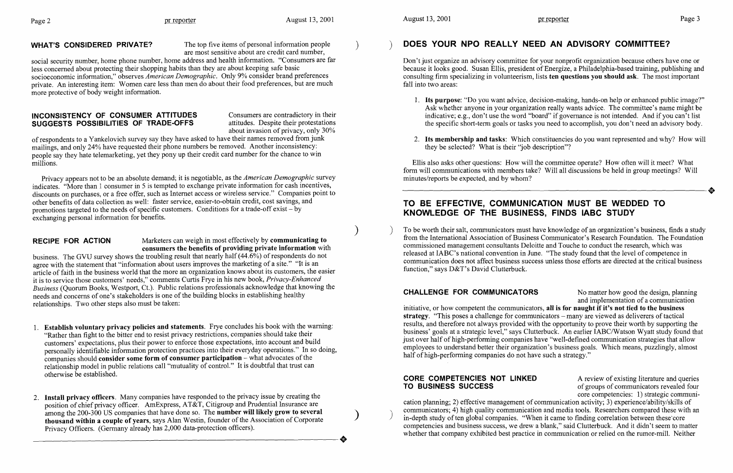## WHAT'S CONSIDERED PRIVATE?

The top five items of personal information people are most sensitive about are credit card number, social security number, home phone number, home address and health information. "Consumers are far less concerned about protecting their shopping habits than they are about keeping safe basic socioeconomic information," observes *American Demographic*. Only 9% consider brand preferences private. An interesting item: Women care less than men do about their food preferences, but are much more protective of body weight information.

## INCONSISTENCY OF CONSUMER ATTITUDES SUGGESTS POSSIBILITIES OF TRADE-OFFS

Consumers are contradictory in their attitudes. Despite their protestations about invasion of privacy, only 30% of respondents to a Yankelovich survey say they have asked to have their names removed from junk mailings, and only 24% have requested their phone numbers be removed. Another inconsistency: people say they hate telemarketing, yet they pony up their credit card number for the chance to win millions.

Privacy appears not to be an absolute demand; it is negotiable, as the *American Demographic* survey indicates. "More than 1 consumer in 5 is tempted to exchange private information for cash incentives, discounts on purchases, or a free offer, such as Internet access or wireless service." Companies point to other benefits of data collection as well: faster service, easier-to-obtain credit, cost savings, and promotions targeted to the needs of specific customers. Conditions for a trade-off exist – by exchanging personal information for benefits.

## RECIPE FOR ACTION

Marketers can weigh in most effectively by **communicating to consumers the benefits of providing private information** with business. The GVU survey shows the troubling result that nearly half (44.6%) of respondents do not agree with the statement that "information about users improves the marketing of a site." "It is an article of faith in the business world that the more an organization knows about its customers, the easier it is to service those customers' needs," comments Curtis Frye in his new book, *Privacy-Enhanced Business* (Quorum Books, Westport, Ct.). Public relations professionals acknowledge that knowing the needs and concerns of one's stakeholders is one of the building blocks in establishing healthy relationships. Two other steps also must be taken:

1. **Establish voluntary privacy policies and statements**. Frye concludes his book with the warning: "Rather than fight to the bitter end to resist privacy restrictions, companies should take their customers' expectations, plus their power to enforce those expectations, into account and build personally identifiable information protection practices into their everyday operations." In so doing, companies should **consider some form of consumer participation** – what advocates of the relationship model in public relations call "mutuality of control." It is doubtful that trust can otherwise be established.

2. **Install privacy officers**. Many companies have responded to the privacy issue by creating the position of chief privacy officer. AmExpress, AT&T, Citigroup and Prudential Insurance are among the 200-300 US companies that have done so. The **number will likely grow to several thousand within a couple of years**, says Alan Westin, founder of the Association of Corporate Privacy Officers. (Germany already has 2,000 data-protection officers).

---

# DOES YOUR NPO REALLY NEED AN ADVISORY COMMITTEE?

Don't just organize an advisory committee for your nonprofit organization because others have one or because it looks good. Susan Ellis, president of Energize, a Philadelphia-based training, publishing and consulting firm specializing in volunteerism, lists **ten questions you should ask**. The most important fall into two areas:

1. **Its purpose**: "Do you want advice, decision-making, hands-on help or enhanced public image?" Ask whether anyone in your organization really wants advice. The committee's name might be indicative; e.g., don't use the word "board" if governance is not intended. And if you can't list the specific short-term goals or tasks you need to accomplish, you don't need an advisory body.

2. **Its membership and tasks**: Which constituencies do you want represented and why? How will they be selected? What is their "job description"?

Ellis also asks other questions: How will the committee operate? How often will it meet? What form will communications with members take? Will all discussions be held in group meetings? Will minutes/reports be expected, and by whom?

---

# TO BE EFFECTIVE, COMMUNICATION MUST BE WEDDED TO KNOWLEDGE OF THE BUSINESS, FINDS IABC STUDY

To be worth their salt, communicators must have knowledge of an organization's business, finds a study from the International Association of Business Communicator's Research Foundation. The Foundation commissioned management consultants Deloitte and Touche to conduct the research, which was released at IABC's national convention in June. "The study found that the level of competence in communication does not affect business success unless those efforts are directed at the critical business function," says D&T's David Clutterbuck.

## CHALLENGE FOR COMMUNICATORS

No matter how good the design, planning and implementation of a communication initiative, or how competent the communicators, **all is for naught if it's not tied to the business strategy**. "This poses a challenge for communicators – many are viewed as deliverers of tactical results, and therefore not always provided with the opportunity to prove their worth by supporting the business' goals at a strategic level," says Clutterbuck. An earlier IABC/Watson Wyatt study found that just over half of high-performing companies have "well-defined communication strategies that allow employees to understand better their organization's business goals. Which means, puzzlingly, almost half of high-performing companies do not have such a strategy."

## CORE COMPETENCIES NOT LINKED TO BUSINESS SUCCESS

A review of existing literature and queries of groups of communicators revealed four core competencies: 1) strategic communication planning; 2) effective management of communication activity; 3) experience/ability/skills of communicators; 4) high quality communication and media tools. Researchers compared these with an in-depth study of ten global companies. "When it came to finding correlation between these core competencies and business success, we drew a blank," said Clutterbuck. And it didn't seem to matter whether that company exhibited best practice in communication or relied on the rumor-mill. Neither